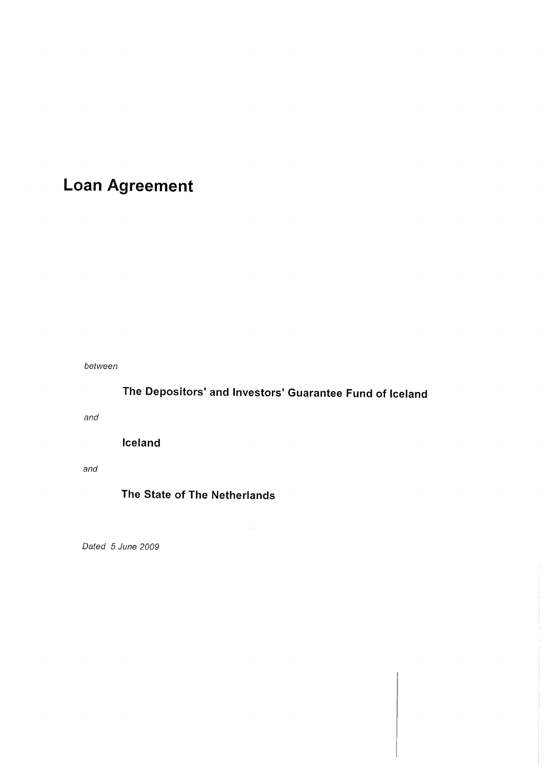# Loan Agreement

*between*

**The Depositors' and Investors' Guarantee Fund of Iceland**

*and*

**Iceland**

*and*

**The State of The Netherlands**

*Dated 5 June 2009*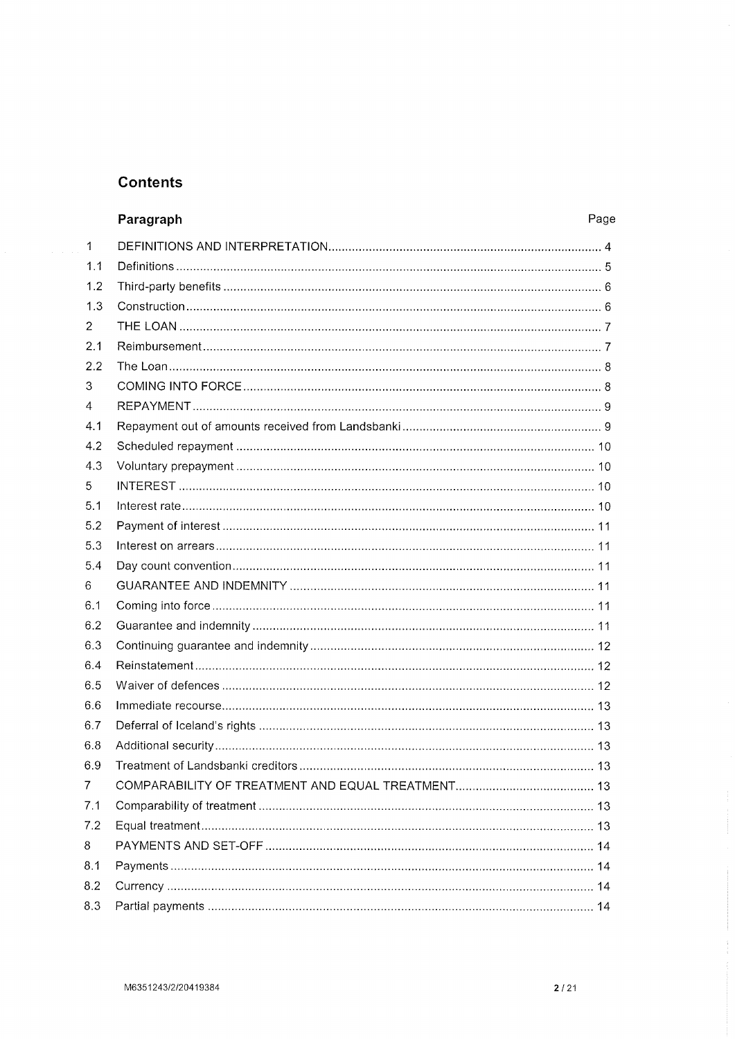## Contents

| Paragraph | | Page |
|---|---|---|
| 1 | DEFINITIONS AND INTERPRETATION | 4 |
| 1.1 | Definitions | 5 |
| 1.2 | Third-party benefits | 6 |
| 1.3 | Construction | 6 |
| 2 | THE LOAN | 7 |
| 2.1 | Reimbursement | 7 |
| 2.2 | The Loan | 8 |
| 3 | COMING INTO FORCE | 8 |
| 4 | REPAYMENT | 9 |
| 4.1 | Repayment out of amounts received from Landsbanki | 9 |
| 4.2 | Scheduled repayment | 10 |
| 4.3 | Voluntary prepayment | 10 |
| 5 | INTEREST | 10 |
| 5.1 | Interest rate | 10 |
| 5.2 | Payment of interest | 11 |
| 5.3 | Interest on arrears | 11 |
| 5.4 | Day count convention | 11 |
| 6 | GUARANTEE AND INDEMNITY | 11 |
| 6.1 | Coming into force | 11 |
| 6.2 | Guarantee and indemnity | 11 |
| 6.3 | Continuing guarantee and indemnity | 12 |
| 6.4 | Reinstatement | 12 |
| 6.5 | Waiver of defences | 12 |
| 6.6 | Immediate recourse | 13 |
| 6.7 | Deferral of Iceland's rights | 13 |
| 6.8 | Additional security | 13 |
| 6.9 | Treatment of Landsbanki creditors | 13 |
| 7 | COMPARABILITY OF TREATMENT AND EQUAL TREATMENT | 13 |
| 7.1 | Comparability of treatment | 13 |
| 7.2 | Equal treatment | 13 |
| 8 | PAYMENTS AND SET-OFF | 14 |
| 8.1 | Payments | 14 |
| 8.2 | Currency | 14 |
| 8.3 | Partial payments | 14 |

M6351243/2/20419384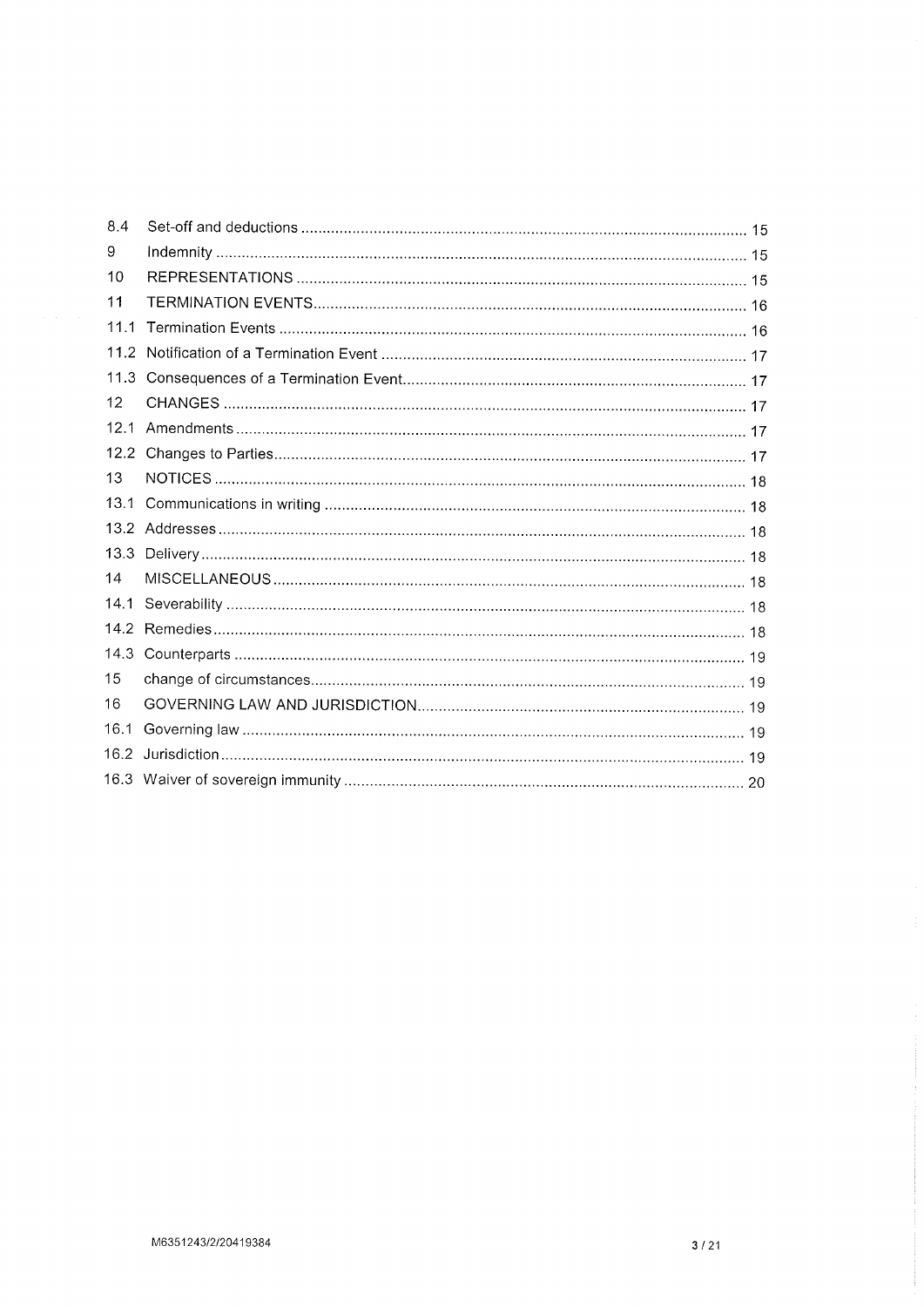| | | |
|---|---|---|
| 8.4 | Set-off and deductions | 15 |
| 9 | Indemnity | 15 |
| 10 | REPRESENTATIONS | 15 |
| 11 | TERMINATION EVENTS | 16 |
| 11.1 | Termination Events | 16 |
| 11.2 | Notification of a Termination Event | 17 |
| 11.3 | Consequences of a Termination Event | 17 |
| 12 | CHANGES | 17 |
| 12.1 | Amendments | 17 |
| 12.2 | Changes to Parties | 17 |
| 13 | NOTICES | 18 |
| 13.1 | Communications in writing | 18 |
| 13.2 | Addresses | 18 |
| 13.3 | Delivery | 18 |
| 14 | MISCELLANEOUS | 18 |
| 14.1 | Severability | 18 |
| 14.2 | Remedies | 18 |
| 14.3 | Counterparts | 19 |
| 15 | change of circumstances | 19 |
| 16 | GOVERNING LAW AND JURISDICTION | 19 |
| 16.1 | Governing law | 19 |
| 16.2 | Jurisdiction | 19 |
| 16.3 | Waiver of sovereign immunity | 20 |

M6351243/2/20419384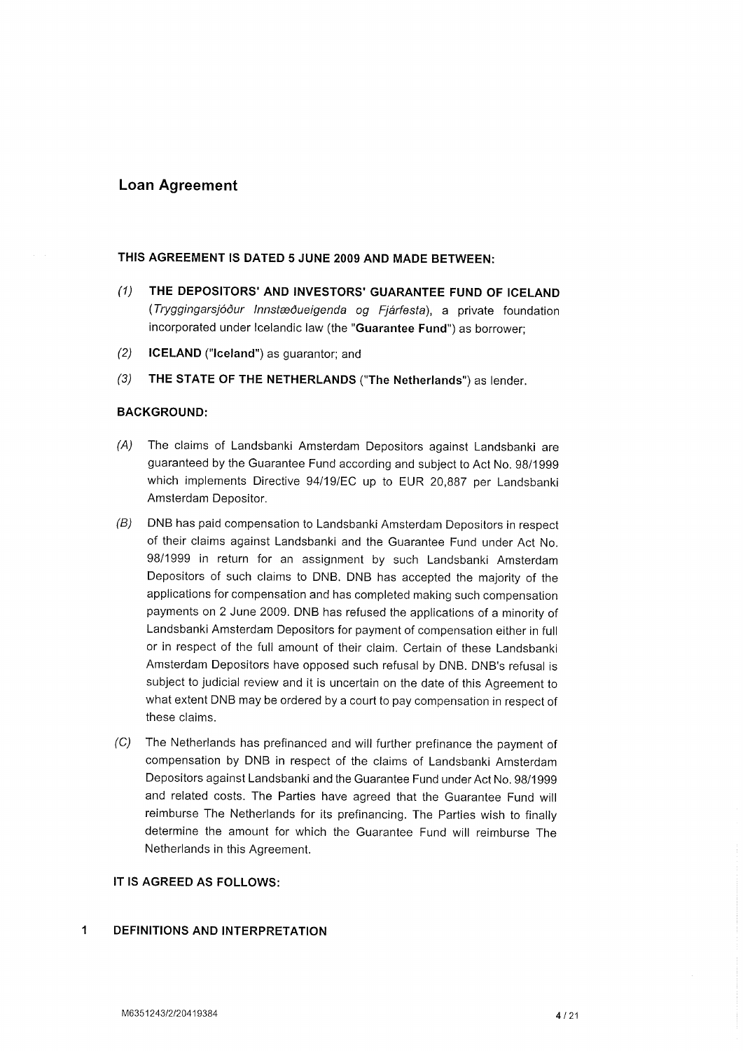## Loan Agreement

**THIS AGREEMENT IS DATED 5 JUNE 2009 AND MADE BETWEEN:**

*(1)* **THE DEPOSITORS' AND INVESTORS' GUARANTEE FUND OF ICELAND** (*Tryggingarsjóður Innstæðueigenda og Fjárfesta*), a private foundation incorporated under Icelandic law (the "**Guarantee Fund**") as borrower;

*(2)* **ICELAND** ("**Iceland**") as guarantor; and

*(3)* **THE STATE OF THE NETHERLANDS** ("**The Netherlands**") as lender.

**BACKGROUND:**

*(A)* The claims of Landsbanki Amsterdam Depositors against Landsbanki are guaranteed by the Guarantee Fund according and subject to Act No. 98/1999 which implements Directive 94/19/EC up to EUR 20,887 per Landsbanki Amsterdam Depositor.

*(B)* DNB has paid compensation to Landsbanki Amsterdam Depositors in respect of their claims against Landsbanki and the Guarantee Fund under Act No. 98/1999 in return for an assignment by such Landsbanki Amsterdam Depositors of such claims to DNB. DNB has accepted the majority of the applications for compensation and has completed making such compensation payments on 2 June 2009. DNB has refused the applications of a minority of Landsbanki Amsterdam Depositors for payment of compensation either in full or in respect of the full amount of their claim. Certain of these Landsbanki Amsterdam Depositors have opposed such refusal by DNB. DNB's refusal is subject to judicial review and it is uncertain on the date of this Agreement to what extent DNB may be ordered by a court to pay compensation in respect of these claims.

*(C)* The Netherlands has prefinanced and will further prefinance the payment of compensation by DNB in respect of the claims of Landsbanki Amsterdam Depositors against Landsbanki and the Guarantee Fund under Act No. 98/1999 and related costs. The Parties have agreed that the Guarantee Fund will reimburse The Netherlands for its prefinancing. The Parties wish to finally determine the amount for which the Guarantee Fund will reimburse The Netherlands in this Agreement.

**IT IS AGREED AS FOLLOWS:**

### 1 DEFINITIONS AND INTERPRETATION

M6351243/2/20419384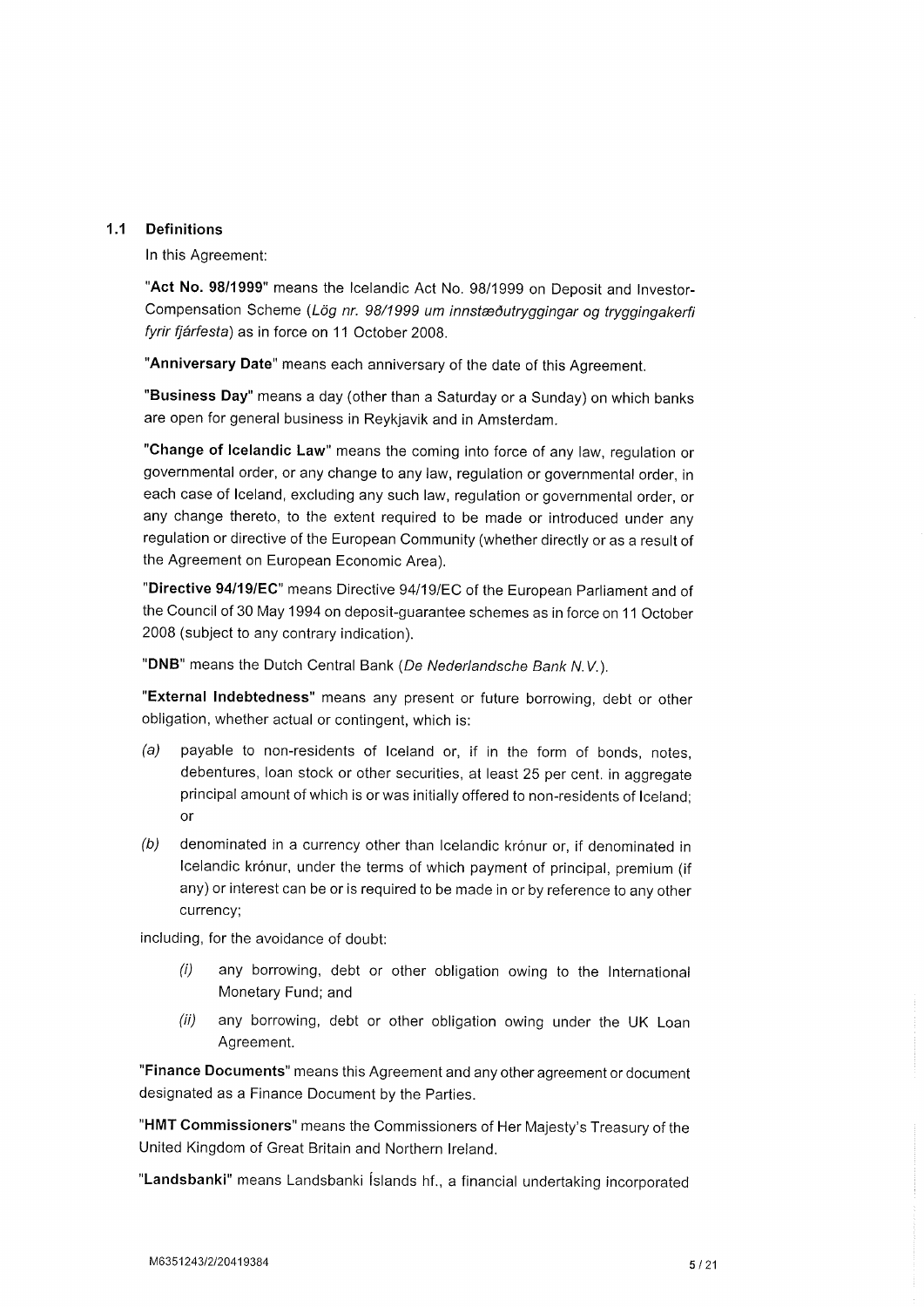### 1.1 Definitions

In this Agreement:

"**Act No. 98/1999**" means the Icelandic Act No. 98/1999 on Deposit and Investor-Compensation Scheme (*Lög nr. 98/1999 um innstæðutryggingar og tryggingakerfi fyrir fjárfesta*) as in force on 11 October 2008.

"**Anniversary Date**" means each anniversary of the date of this Agreement.

"**Business Day**" means a day (other than a Saturday or a Sunday) on which banks are open for general business in Reykjavik and in Amsterdam.

"**Change of Icelandic Law**" means the coming into force of any law, regulation or governmental order, or any change to any law, regulation or governmental order, in each case of Iceland, excluding any such law, regulation or governmental order, or any change thereto, to the extent required to be made or introduced under any regulation or directive of the European Community (whether directly or as a result of the Agreement on European Economic Area).

"**Directive 94/19/EC**" means Directive 94/19/EC of the European Parliament and of the Council of 30 May 1994 on deposit-guarantee schemes as in force on 11 October 2008 (subject to any contrary indication).

"**DNB**" means the Dutch Central Bank (*De Nederlandsche Bank N.V.*).

"**External Indebtedness**" means any present or future borrowing, debt or other obligation, whether actual or contingent, which is:

*(a)* payable to non-residents of Iceland or, if in the form of bonds, notes, debentures, loan stock or other securities, at least 25 per cent. in aggregate principal amount of which is or was initially offered to non-residents of Iceland; or

*(b)* denominated in a currency other than Icelandic krónur or, if denominated in Icelandic krónur, under the terms of which payment of principal, premium (if any) or interest can be or is required to be made in or by reference to any other currency;

including, for the avoidance of doubt:

*(i)* any borrowing, debt or other obligation owing to the International Monetary Fund; and

*(ii)* any borrowing, debt or other obligation owing under the UK Loan Agreement.

"**Finance Documents**" means this Agreement and any other agreement or document designated as a Finance Document by the Parties.

"**HMT Commissioners**" means the Commissioners of Her Majesty's Treasury of the United Kingdom of Great Britain and Northern Ireland.

"**Landsbanki**" means Landsbanki Íslands hf., a financial undertaking incorporated

M6351243/2/20419384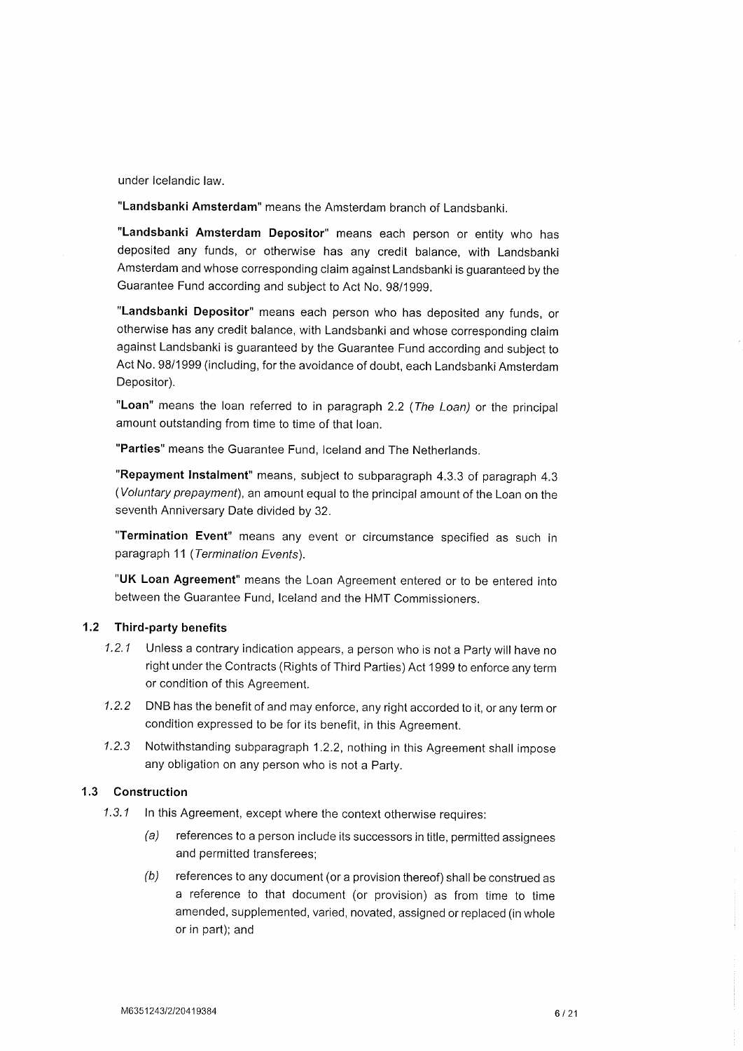under Icelandic law.

"**Landsbanki Amsterdam**" means the Amsterdam branch of Landsbanki.

"**Landsbanki Amsterdam Depositor**" means each person or entity who has deposited any funds, or otherwise has any credit balance, with Landsbanki Amsterdam and whose corresponding claim against Landsbanki is guaranteed by the Guarantee Fund according and subject to Act No. 98/1999.

"**Landsbanki Depositor**" means each person who has deposited any funds, or otherwise has any credit balance, with Landsbanki and whose corresponding claim against Landsbanki is guaranteed by the Guarantee Fund according and subject to Act No. 98/1999 (including, for the avoidance of doubt, each Landsbanki Amsterdam Depositor).

"**Loan**" means the loan referred to in paragraph 2.2 (*The Loan*) or the principal amount outstanding from time to time of that loan.

"**Parties**" means the Guarantee Fund, Iceland and The Netherlands.

"**Repayment Instalment**" means, subject to subparagraph 4.3.3 of paragraph 4.3 (*Voluntary prepayment*), an amount equal to the principal amount of the Loan on the seventh Anniversary Date divided by 32.

"**Termination Event**" means any event or circumstance specified as such in paragraph 11 (*Termination Events*).

"**UK Loan Agreement**" means the Loan Agreement entered or to be entered into between the Guarantee Fund, Iceland and the HMT Commissioners.

### 1.2 Third-party benefits

*1.2.1* Unless a contrary indication appears, a person who is not a Party will have no right under the Contracts (Rights of Third Parties) Act 1999 to enforce any term or condition of this Agreement.

*1.2.2* DNB has the benefit of and may enforce, any right accorded to it, or any term or condition expressed to be for its benefit, in this Agreement.

*1.2.3* Notwithstanding subparagraph 1.2.2, nothing in this Agreement shall impose any obligation on any person who is not a Party.

### 1.3 Construction

*1.3.1* In this Agreement, except where the context otherwise requires:

- *(a)* references to a person include its successors in title, permitted assignees and permitted transferees;
- *(b)* references to any document (or a provision thereof) shall be construed as a reference to that document (or provision) as from time to time amended, supplemented, varied, novated, assigned or replaced (in whole or in part); and

M6351243/2/20419384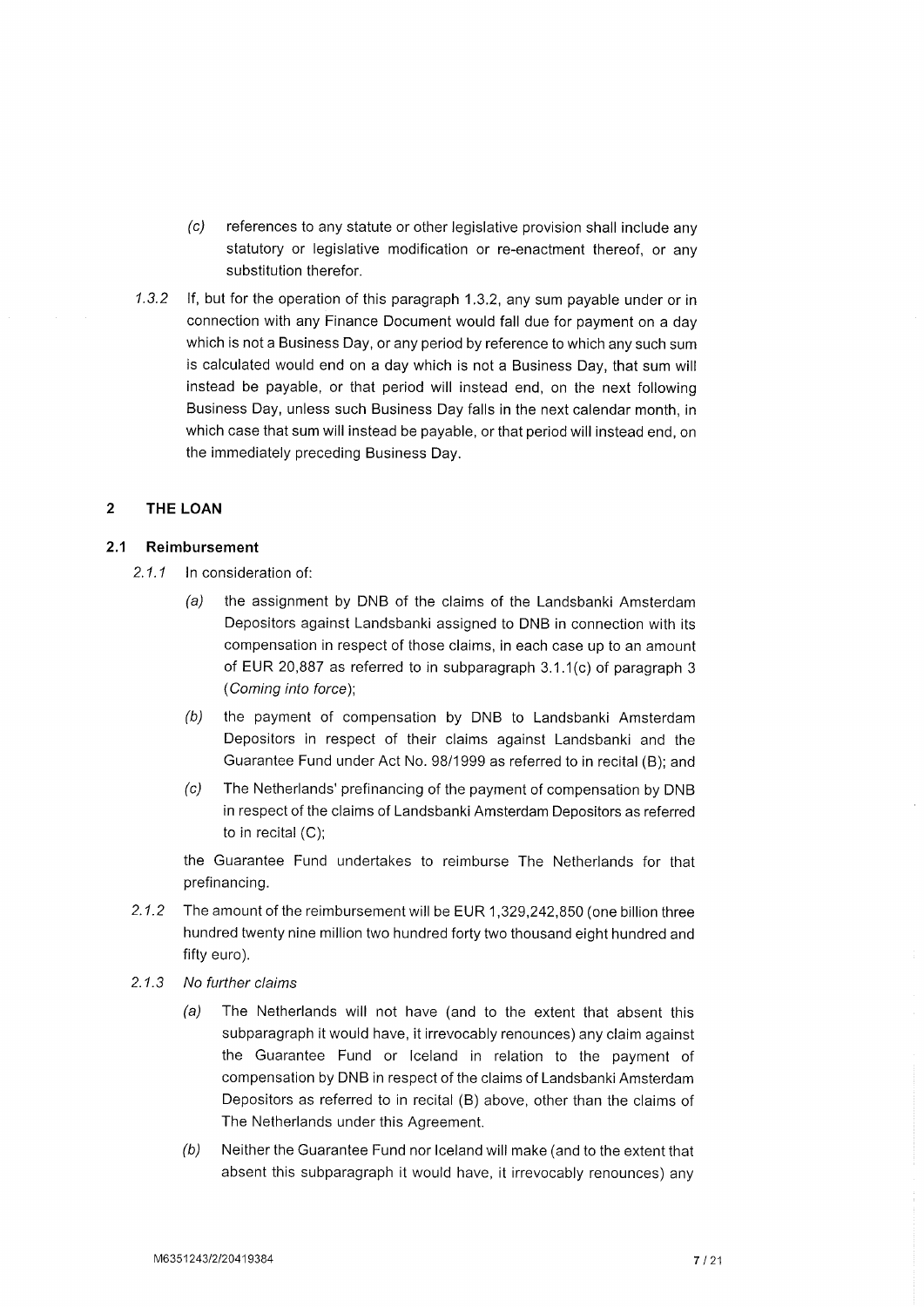(c) references to any statute or other legislative provision shall include any statutory or legislative modification or re-enactment thereof, or any substitution therefor.

*1.3.2* If, but for the operation of this paragraph 1.3.2, any sum payable under or in connection with any Finance Document would fall due for payment on a day which is not a Business Day, or any period by reference to which any such sum is calculated would end on a day which is not a Business Day, that sum will instead be payable, or that period will instead end, on the next following Business Day, unless such Business Day falls in the next calendar month, in which case that sum will instead be payable, or that period will instead end, on the immediately preceding Business Day.

## 2 THE LOAN

### 2.1 Reimbursement

*2.1.1* In consideration of:

*(a)* the assignment by DNB of the claims of the Landsbanki Amsterdam Depositors against Landsbanki assigned to DNB in connection with its compensation in respect of those claims, in each case up to an amount of EUR 20,887 as referred to in subparagraph 3.1.1(c) of paragraph 3 (*Coming into force*);

*(b)* the payment of compensation by DNB to Landsbanki Amsterdam Depositors in respect of their claims against Landsbanki and the Guarantee Fund under Act No. 98/1999 as referred to in recital (B); and

*(c)* The Netherlands' prefinancing of the payment of compensation by DNB in respect of the claims of Landsbanki Amsterdam Depositors as referred to in recital (C);

the Guarantee Fund undertakes to reimburse The Netherlands for that prefinancing.

*2.1.2* The amount of the reimbursement will be EUR 1,329,242,850 (one billion three hundred twenty nine million two hundred forty two thousand eight hundred and fifty euro).

*2.1.3* *No further claims*

*(a)* The Netherlands will not have (and to the extent that absent this subparagraph it would have, it irrevocably renounces) any claim against the Guarantee Fund or Iceland in relation to the payment of compensation by DNB in respect of the claims of Landsbanki Amsterdam Depositors as referred to in recital (B) above, other than the claims of The Netherlands under this Agreement.

*(b)* Neither the Guarantee Fund nor Iceland will make (and to the extent that absent this subparagraph it would have, it irrevocably renounces) any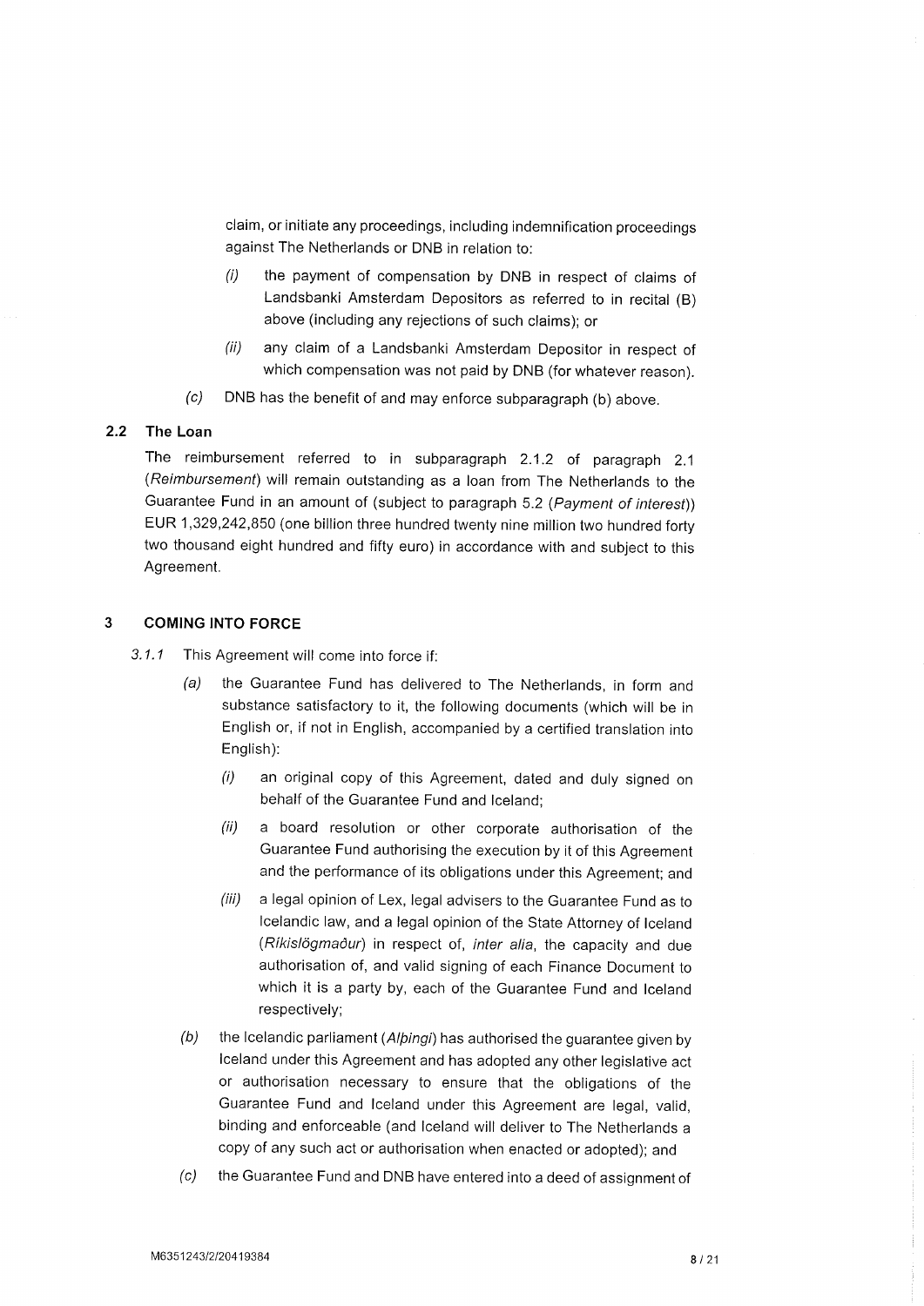claim, or initiate any proceedings, including indemnification proceedings against The Netherlands or DNB in relation to:

*(i)* the payment of compensation by DNB in respect of claims of Landsbanki Amsterdam Depositors as referred to in recital (B) above (including any rejections of such claims); or

*(ii)* any claim of a Landsbanki Amsterdam Depositor in respect of which compensation was not paid by DNB (for whatever reason).

*(c)* DNB has the benefit of and may enforce subparagraph (b) above.

### 2.2 The Loan

The reimbursement referred to in subparagraph 2.1.2 of paragraph 2.1 (*Reimbursement*) will remain outstanding as a loan from The Netherlands to the Guarantee Fund in an amount of (subject to paragraph 5.2 (*Payment of interest*)) EUR 1,329,242,850 (one billion three hundred twenty nine million two hundred forty two thousand eight hundred and fifty euro) in accordance with and subject to this Agreement.

## 3 COMING INTO FORCE

*3.1.1* This Agreement will come into force if:

*(a)* the Guarantee Fund has delivered to The Netherlands, in form and substance satisfactory to it, the following documents (which will be in English or, if not in English, accompanied by a certified translation into English):

*(i)* an original copy of this Agreement, dated and duly signed on behalf of the Guarantee Fund and Iceland;

*(ii)* a board resolution or other corporate authorisation of the Guarantee Fund authorising the execution by it of this Agreement and the performance of its obligations under this Agreement; and

*(iii)* a legal opinion of Lex, legal advisers to the Guarantee Fund as to Icelandic law, and a legal opinion of the State Attorney of Iceland (*Ríkislögmaður*) in respect of, *inter alia*, the capacity and due authorisation of, and valid signing of each Finance Document to which it is a party by, each of the Guarantee Fund and Iceland respectively;

*(b)* the Icelandic parliament (*Alþingi*) has authorised the guarantee given by Iceland under this Agreement and has adopted any other legislative act or authorisation necessary to ensure that the obligations of the Guarantee Fund and Iceland under this Agreement are legal, valid, binding and enforceable (and Iceland will deliver to The Netherlands a copy of any such act or authorisation when enacted or adopted); and

*(c)* the Guarantee Fund and DNB have entered into a deed of assignment of

M6351243/2/20419384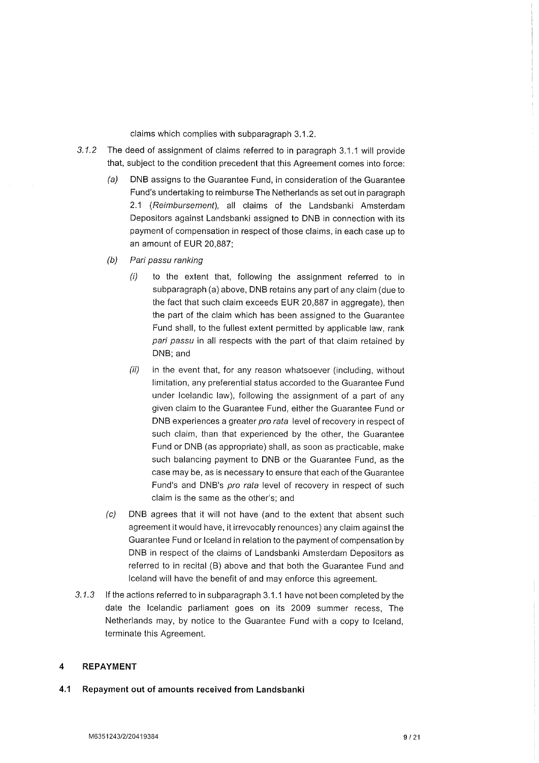claims which complies with subparagraph 3.1.2.

*3.1.2* The deed of assignment of claims referred to in paragraph 3.1.1 will provide that, subject to the condition precedent that this Agreement comes into force:

*(a)* DNB assigns to the Guarantee Fund, in consideration of the Guarantee Fund's undertaking to reimburse The Netherlands as set out in paragraph 2.1 (*Reimbursement*), all claims of the Landsbanki Amsterdam Depositors against Landsbanki assigned to DNB in connection with its payment of compensation in respect of those claims, in each case up to an amount of EUR 20,887;

*(b)* *Pari passu ranking*

*(i)* to the extent that, following the assignment referred to in subparagraph (a) above, DNB retains any part of any claim (due to the fact that such claim exceeds EUR 20,887 in aggregate), then the part of the claim which has been assigned to the Guarantee Fund shall, to the fullest extent permitted by applicable law, rank *pari passu* in all respects with the part of that claim retained by DNB; and

*(ii)* in the event that, for any reason whatsoever (including, without limitation, any preferential status accorded to the Guarantee Fund under Icelandic law), following the assignment of a part of any given claim to the Guarantee Fund, either the Guarantee Fund or DNB experiences a greater *pro rata* level of recovery in respect of such claim, than that experienced by the other, the Guarantee Fund or DNB (as appropriate) shall, as soon as practicable, make such balancing payment to DNB or the Guarantee Fund, as the case may be, as is necessary to ensure that each of the Guarantee Fund's and DNB's *pro rata* level of recovery in respect of such claim is the same as the other's; and

*(c)* DNB agrees that it will not have (and to the extent that absent such agreement it would have, it irrevocably renounces) any claim against the Guarantee Fund or Iceland in relation to the payment of compensation by DNB in respect of the claims of Landsbanki Amsterdam Depositors as referred to in recital (B) above and that both the Guarantee Fund and Iceland will have the benefit of and may enforce this agreement.

*3.1.3* If the actions referred to in subparagraph 3.1.1 have not been completed by the date the Icelandic parliament goes on its 2009 summer recess, The Netherlands may, by notice to the Guarantee Fund with a copy to Iceland, terminate this Agreement.

## 4 REPAYMENT

### 4.1 Repayment out of amounts received from Landsbanki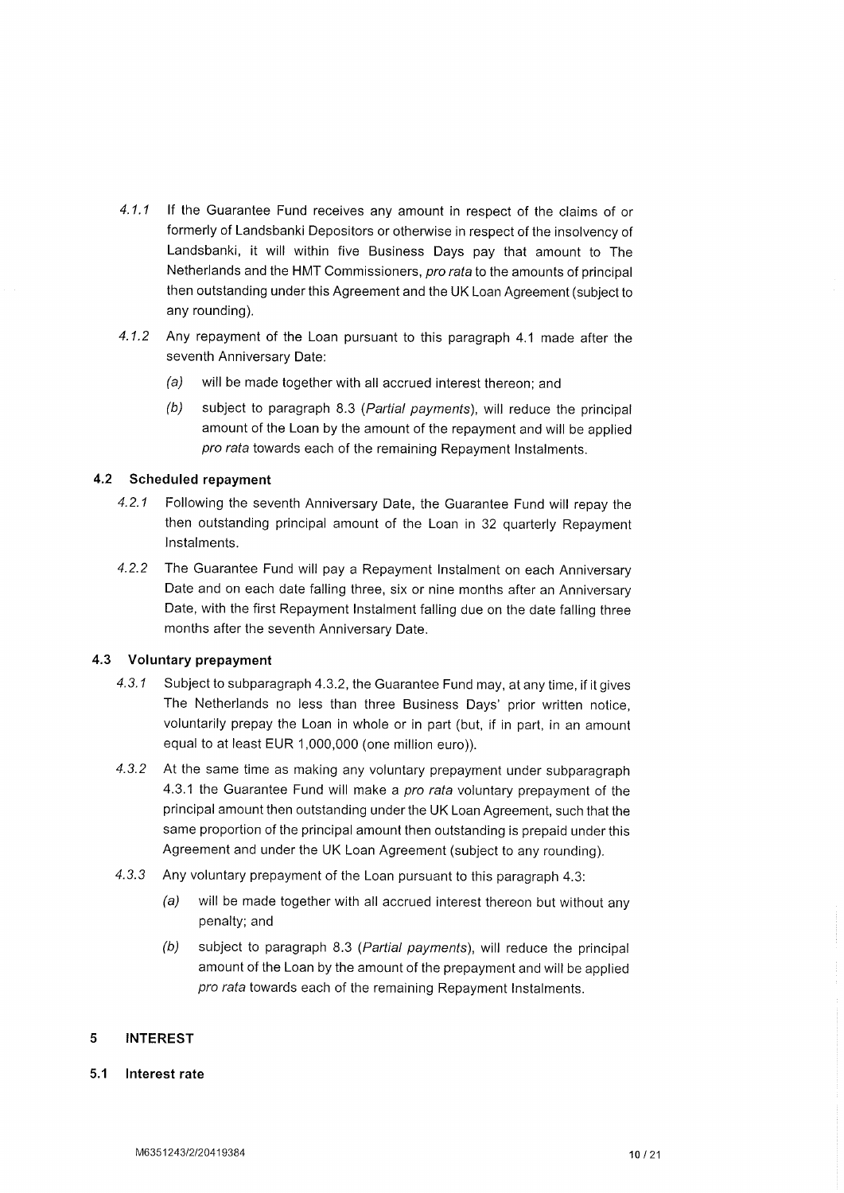*4.1.1* If the Guarantee Fund receives any amount in respect of the claims of or formerly of Landsbanki Depositors or otherwise in respect of the insolvency of Landsbanki, it will within five Business Days pay that amount to The Netherlands and the HMT Commissioners, *pro rata* to the amounts of principal then outstanding under this Agreement and the UK Loan Agreement (subject to any rounding).

*4.1.2* Any repayment of the Loan pursuant to this paragraph 4.1 made after the seventh Anniversary Date:

*(a)* will be made together with all accrued interest thereon; and

*(b)* subject to paragraph 8.3 (*Partial payments*), will reduce the principal amount of the Loan by the amount of the repayment and will be applied *pro rata* towards each of the remaining Repayment Instalments.

### 4.2 Scheduled repayment

*4.2.1* Following the seventh Anniversary Date, the Guarantee Fund will repay the then outstanding principal amount of the Loan in 32 quarterly Repayment Instalments.

*4.2.2* The Guarantee Fund will pay a Repayment Instalment on each Anniversary Date and on each date falling three, six or nine months after an Anniversary Date, with the first Repayment Instalment falling due on the date falling three months after the seventh Anniversary Date.

### 4.3 Voluntary prepayment

*4.3.1* Subject to subparagraph 4.3.2, the Guarantee Fund may, at any time, if it gives The Netherlands no less than three Business Days' prior written notice, voluntarily prepay the Loan in whole or in part (but, if in part, in an amount equal to at least EUR 1,000,000 (one million euro)).

*4.3.2* At the same time as making any voluntary prepayment under subparagraph 4.3.1 the Guarantee Fund will make a *pro rata* voluntary prepayment of the principal amount then outstanding under the UK Loan Agreement, such that the same proportion of the principal amount then outstanding is prepaid under this Agreement and under the UK Loan Agreement (subject to any rounding).

*4.3.3* Any voluntary prepayment of the Loan pursuant to this paragraph 4.3:

*(a)* will be made together with all accrued interest thereon but without any penalty; and

*(b)* subject to paragraph 8.3 (*Partial payments*), will reduce the principal amount of the Loan by the amount of the prepayment and will be applied *pro rata* towards each of the remaining Repayment Instalments.

## 5 INTEREST

### 5.1 Interest rate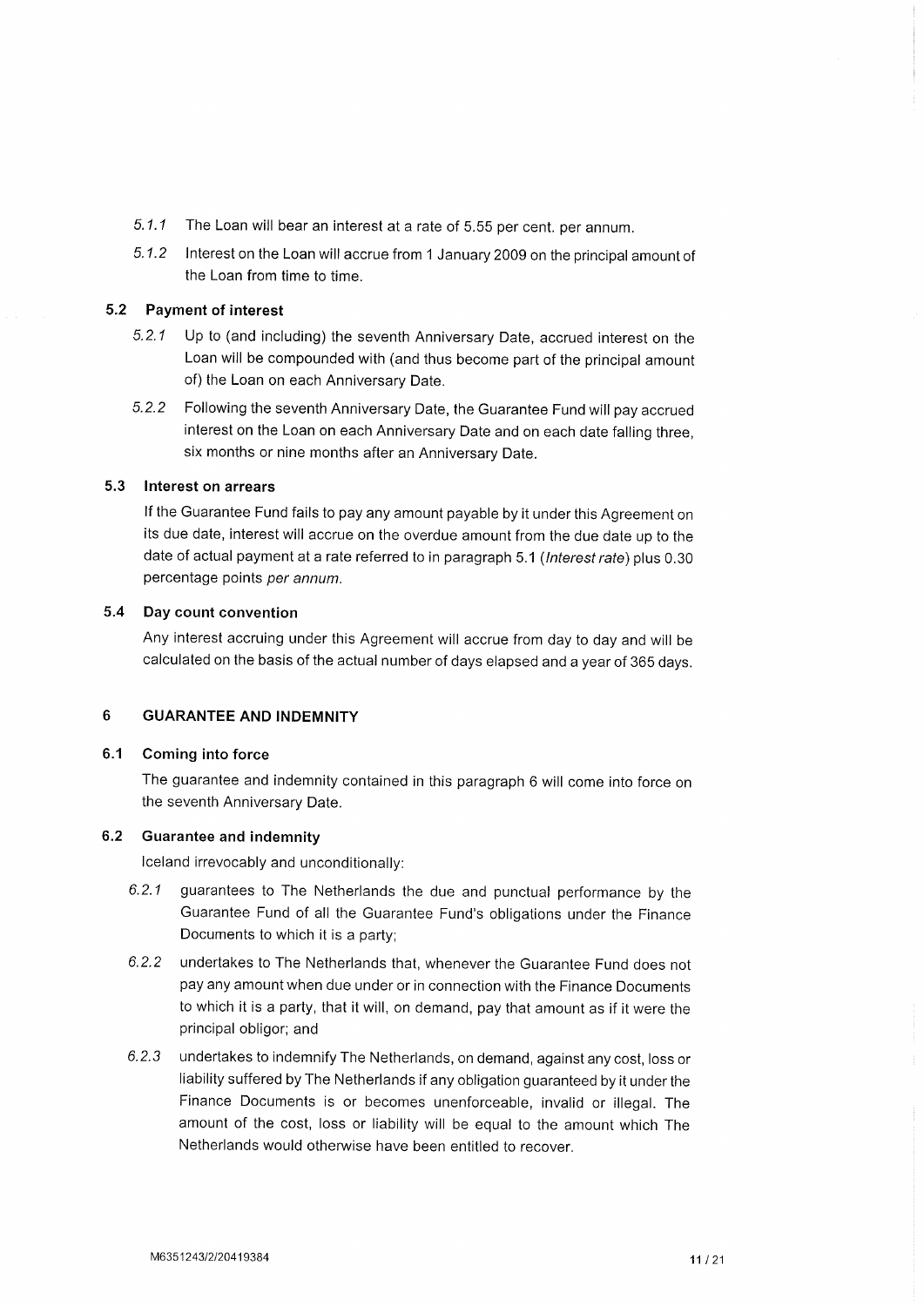*5.1.1* The Loan will bear an interest at a rate of 5.55 per cent. per annum.

*5.1.2* Interest on the Loan will accrue from 1 January 2009 on the principal amount of the Loan from time to time.

### 5.2 Payment of interest

*5.2.1* Up to (and including) the seventh Anniversary Date, accrued interest on the Loan will be compounded with (and thus become part of the principal amount of) the Loan on each Anniversary Date.

*5.2.2* Following the seventh Anniversary Date, the Guarantee Fund will pay accrued interest on the Loan on each Anniversary Date and on each date falling three, six months or nine months after an Anniversary Date.

### 5.3 Interest on arrears

If the Guarantee Fund fails to pay any amount payable by it under this Agreement on its due date, interest will accrue on the overdue amount from the due date up to the date of actual payment at a rate referred to in paragraph 5.1 (*Interest rate*) plus 0.30 percentage points *per annum*.

### 5.4 Day count convention

Any interest accruing under this Agreement will accrue from day to day and will be calculated on the basis of the actual number of days elapsed and a year of 365 days.

## 6 GUARANTEE AND INDEMNITY

### 6.1 Coming into force

The guarantee and indemnity contained in this paragraph 6 will come into force on the seventh Anniversary Date.

### 6.2 Guarantee and indemnity

Iceland irrevocably and unconditionally:

*6.2.1* guarantees to The Netherlands the due and punctual performance by the Guarantee Fund of all the Guarantee Fund's obligations under the Finance Documents to which it is a party;

*6.2.2* undertakes to The Netherlands that, whenever the Guarantee Fund does not pay any amount when due under or in connection with the Finance Documents to which it is a party, that it will, on demand, pay that amount as if it were the principal obligor; and

*6.2.3* undertakes to indemnify The Netherlands, on demand, against any cost, loss or liability suffered by The Netherlands if any obligation guaranteed by it under the Finance Documents is or becomes unenforceable, invalid or illegal. The amount of the cost, loss or liability will be equal to the amount which The Netherlands would otherwise have been entitled to recover.

M6351243/2/20419384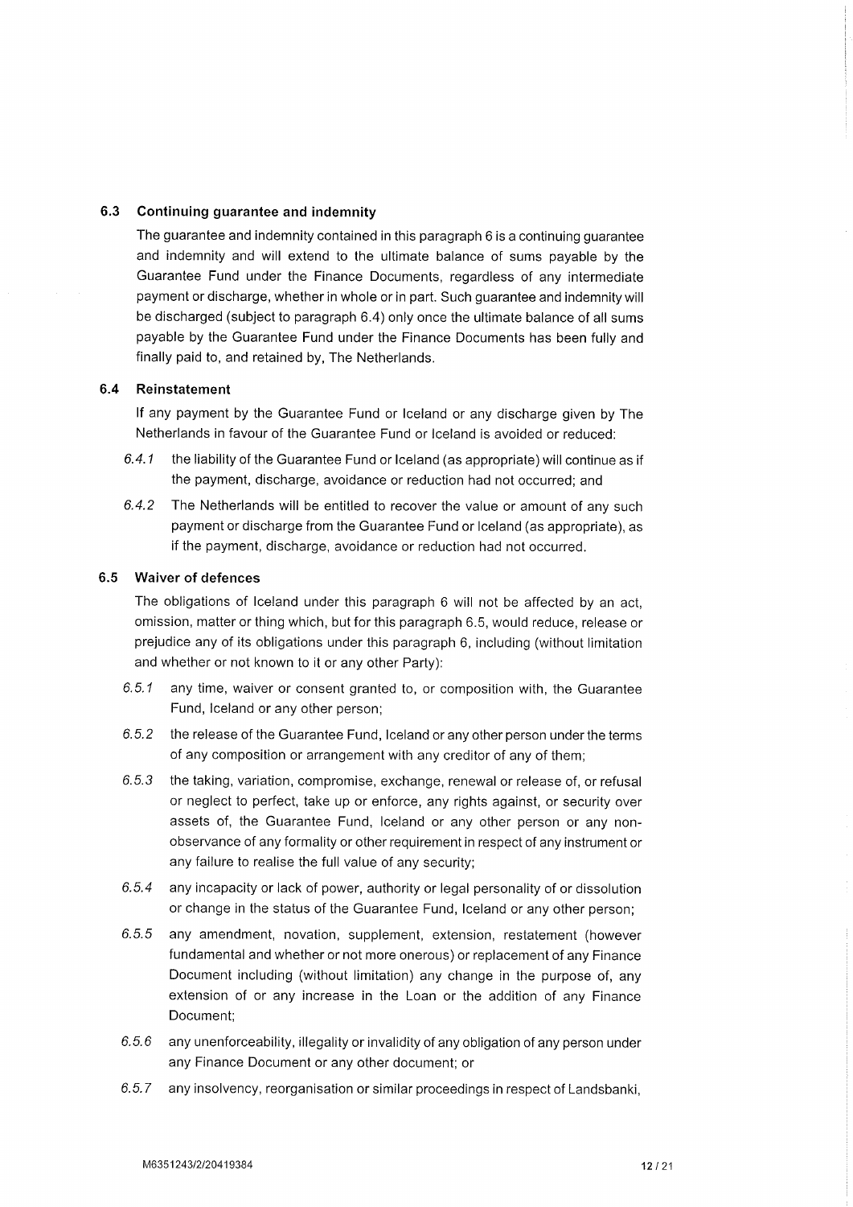### 6.3 Continuing guarantee and indemnity

The guarantee and indemnity contained in this paragraph 6 is a continuing guarantee and indemnity and will extend to the ultimate balance of sums payable by the Guarantee Fund under the Finance Documents, regardless of any intermediate payment or discharge, whether in whole or in part. Such guarantee and indemnity will be discharged (subject to paragraph 6.4) only once the ultimate balance of all sums payable by the Guarantee Fund under the Finance Documents has been fully and finally paid to, and retained by, The Netherlands.

### 6.4 Reinstatement

If any payment by the Guarantee Fund or Iceland or any discharge given by The Netherlands in favour of the Guarantee Fund or Iceland is avoided or reduced:

*6.4.1* the liability of the Guarantee Fund or Iceland (as appropriate) will continue as if the payment, discharge, avoidance or reduction had not occurred; and

*6.4.2* The Netherlands will be entitled to recover the value or amount of any such payment or discharge from the Guarantee Fund or Iceland (as appropriate), as if the payment, discharge, avoidance or reduction had not occurred.

### 6.5 Waiver of defences

The obligations of Iceland under this paragraph 6 will not be affected by an act, omission, matter or thing which, but for this paragraph 6.5, would reduce, release or prejudice any of its obligations under this paragraph 6, including (without limitation and whether or not known to it or any other Party):

*6.5.1* any time, waiver or consent granted to, or composition with, the Guarantee Fund, Iceland or any other person;

*6.5.2* the release of the Guarantee Fund, Iceland or any other person under the terms of any composition or arrangement with any creditor of any of them;

*6.5.3* the taking, variation, compromise, exchange, renewal or release of, or refusal or neglect to perfect, take up or enforce, any rights against, or security over assets of, the Guarantee Fund, Iceland or any other person or any non-observance of any formality or other requirement in respect of any instrument or any failure to realise the full value of any security;

*6.5.4* any incapacity or lack of power, authority or legal personality of or dissolution or change in the status of the Guarantee Fund, Iceland or any other person;

*6.5.5* any amendment, novation, supplement, extension, restatement (however fundamental and whether or not more onerous) or replacement of any Finance Document including (without limitation) any change in the purpose of, any extension of or any increase in the Loan or the addition of any Finance Document;

*6.5.6* any unenforceability, illegality or invalidity of any obligation of any person under any Finance Document or any other document; or

*6.5.7* any insolvency, reorganisation or similar proceedings in respect of Landsbanki,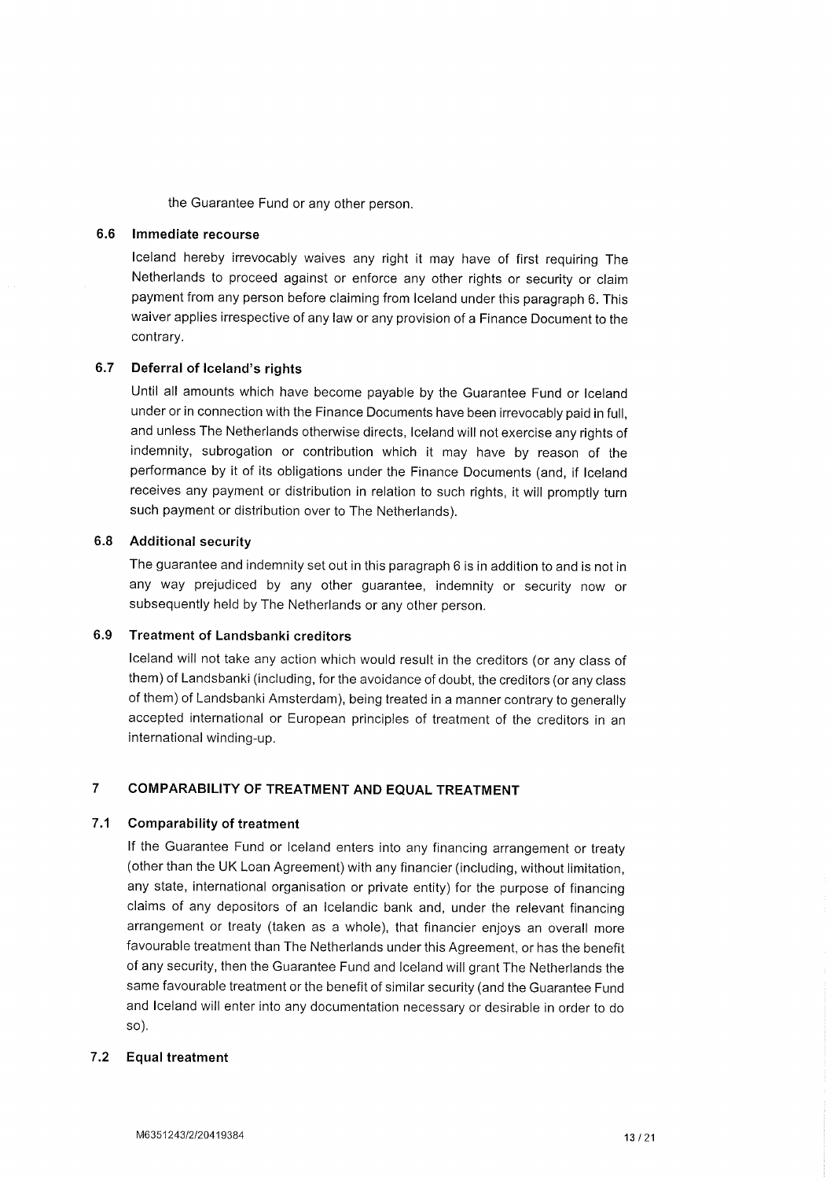the Guarantee Fund or any other person.

### 6.6 Immediate recourse

Iceland hereby irrevocably waives any right it may have of first requiring The Netherlands to proceed against or enforce any other rights or security or claim payment from any person before claiming from Iceland under this paragraph 6. This waiver applies irrespective of any law or any provision of a Finance Document to the contrary.

### 6.7 Deferral of Iceland's rights

Until all amounts which have become payable by the Guarantee Fund or Iceland under or in connection with the Finance Documents have been irrevocably paid in full, and unless The Netherlands otherwise directs, Iceland will not exercise any rights of indemnity, subrogation or contribution which it may have by reason of the performance by it of its obligations under the Finance Documents (and, if Iceland receives any payment or distribution in relation to such rights, it will promptly turn such payment or distribution over to The Netherlands).

### 6.8 Additional security

The guarantee and indemnity set out in this paragraph 6 is in addition to and is not in any way prejudiced by any other guarantee, indemnity or security now or subsequently held by The Netherlands or any other person.

### 6.9 Treatment of Landsbanki creditors

Iceland will not take any action which would result in the creditors (or any class of them) of Landsbanki (including, for the avoidance of doubt, the creditors (or any class of them) of Landsbanki Amsterdam), being treated in a manner contrary to generally accepted international or European principles of treatment of the creditors in an international winding-up.

## 7 COMPARABILITY OF TREATMENT AND EQUAL TREATMENT

### 7.1 Comparability of treatment

If the Guarantee Fund or Iceland enters into any financing arrangement or treaty (other than the UK Loan Agreement) with any financier (including, without limitation, any state, international organisation or private entity) for the purpose of financing claims of any depositors of an Icelandic bank and, under the relevant financing arrangement or treaty (taken as a whole), that financier enjoys an overall more favourable treatment than The Netherlands under this Agreement, or has the benefit of any security, then the Guarantee Fund and Iceland will grant The Netherlands the same favourable treatment or the benefit of similar security (and the Guarantee Fund and Iceland will enter into any documentation necessary or desirable in order to do so).

### 7.2 Equal treatment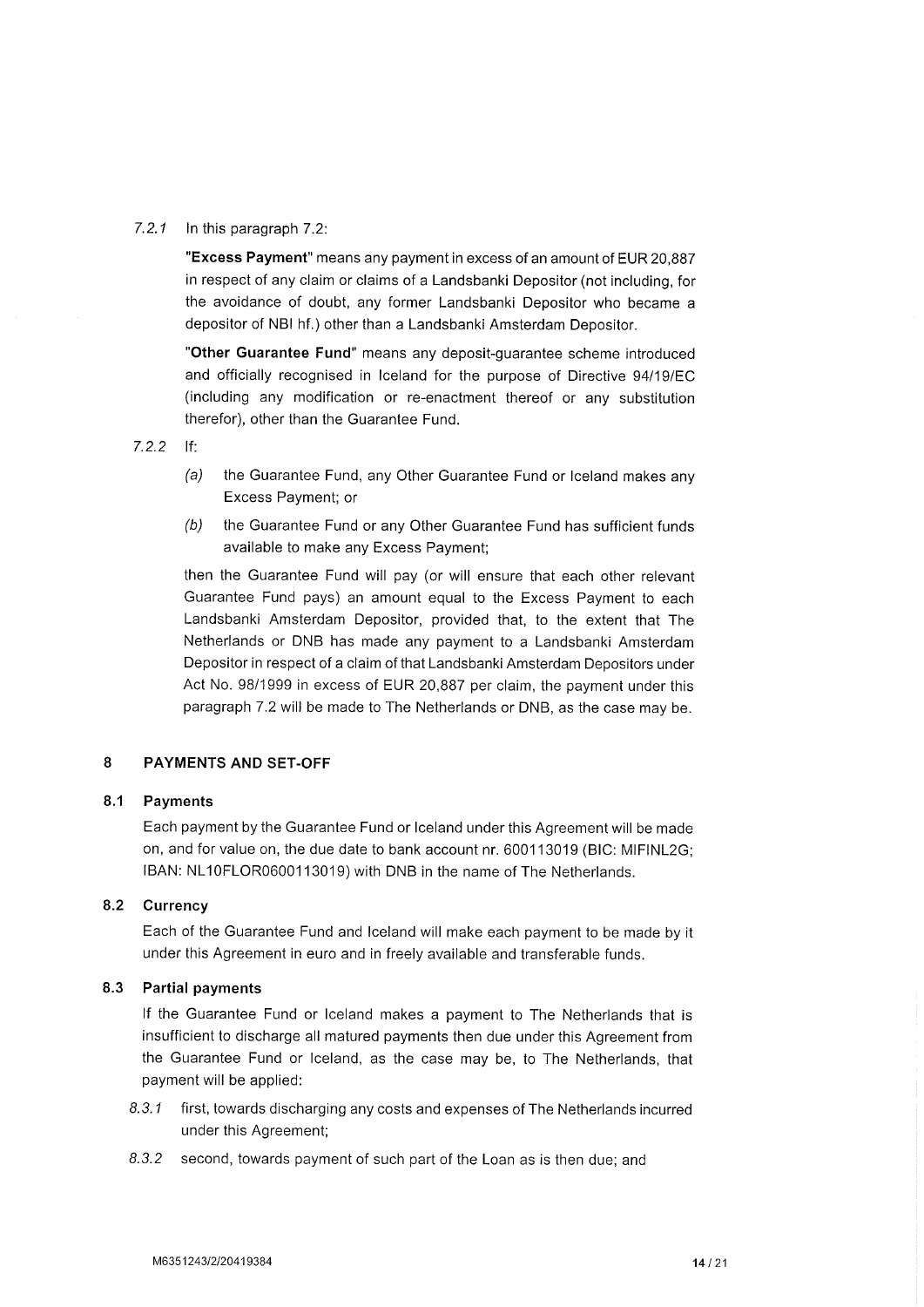*7.2.1* In this paragraph 7.2:

**"Excess Payment"** means any payment in excess of an amount of EUR 20,887 in respect of any claim or claims of a Landsbanki Depositor (not including, for the avoidance of doubt, any former Landsbanki Depositor who became a depositor of NBI hf.) other than a Landsbanki Amsterdam Depositor.

**"Other Guarantee Fund"** means any deposit-guarantee scheme introduced and officially recognised in Iceland for the purpose of Directive 94/19/EC (including any modification or re-enactment thereof or any substitution therefor), other than the Guarantee Fund.

*7.2.2* If:

- *(a)* the Guarantee Fund, any Other Guarantee Fund or Iceland makes any Excess Payment; or
- *(b)* the Guarantee Fund or any Other Guarantee Fund has sufficient funds available to make any Excess Payment;

then the Guarantee Fund will pay (or will ensure that each other relevant Guarantee Fund pays) an amount equal to the Excess Payment to each Landsbanki Amsterdam Depositor, provided that, to the extent that The Netherlands or DNB has made any payment to a Landsbanki Amsterdam Depositor in respect of a claim of that Landsbanki Amsterdam Depositors under Act No. 98/1999 in excess of EUR 20,887 per claim, the payment under this paragraph 7.2 will be made to The Netherlands or DNB, as the case may be.

## 8 PAYMENTS AND SET-OFF

### 8.1 Payments

Each payment by the Guarantee Fund or Iceland under this Agreement will be made on, and for value on, the due date to bank account nr. 600113019 (BIC: MIFINL2G; IBAN: NL10FLOR0600113019) with DNB in the name of The Netherlands.

### 8.2 Currency

Each of the Guarantee Fund and Iceland will make each payment to be made by it under this Agreement in euro and in freely available and transferable funds.

### 8.3 Partial payments

If the Guarantee Fund or Iceland makes a payment to The Netherlands that is insufficient to discharge all matured payments then due under this Agreement from the Guarantee Fund or Iceland, as the case may be, to The Netherlands, that payment will be applied:

*8.3.1* first, towards discharging any costs and expenses of The Netherlands incurred under this Agreement;

*8.3.2* second, towards payment of such part of the Loan as is then due; and

M6351243/2/20419384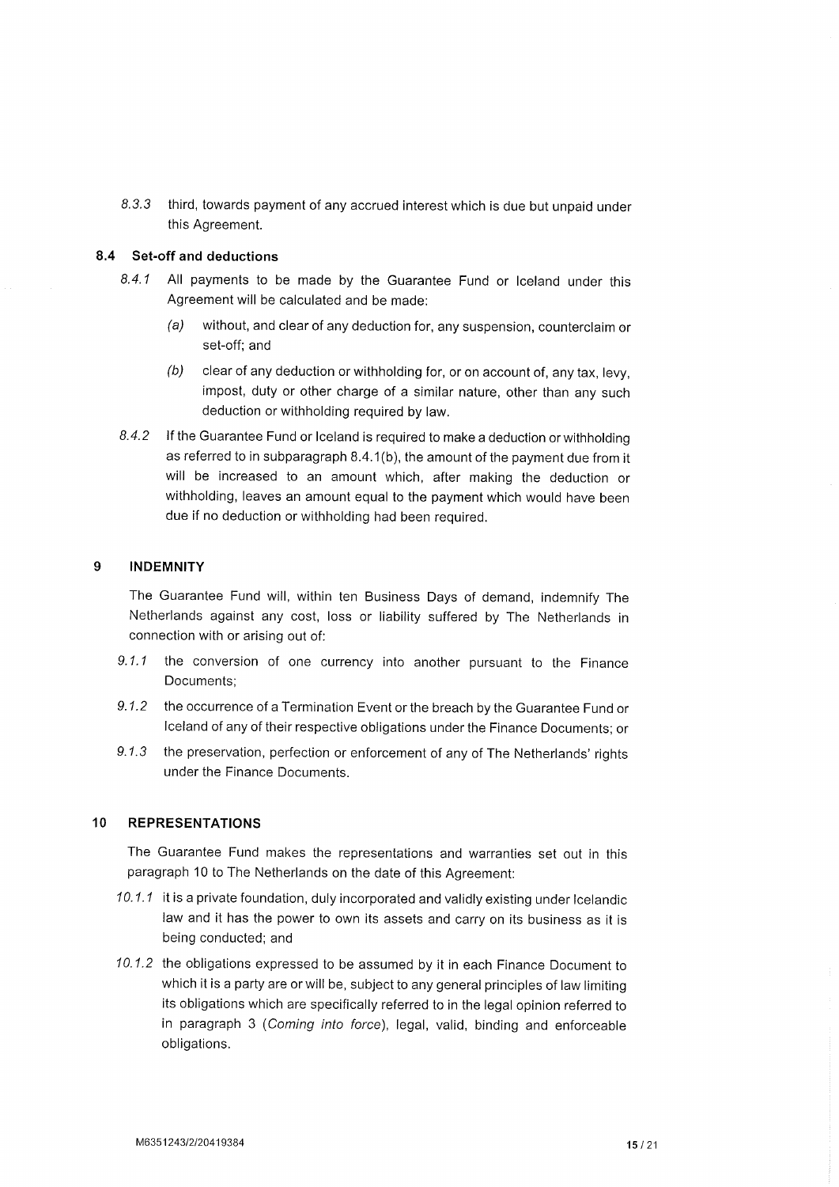*8.3.3* third, towards payment of any accrued interest which is due but unpaid under this Agreement.

### 8.4 Set-off and deductions

*8.4.1* All payments to be made by the Guarantee Fund or Iceland under this Agreement will be calculated and be made:

*(a)* without, and clear of any deduction for, any suspension, counterclaim or set-off; and

*(b)* clear of any deduction or withholding for, or on account of, any tax, levy, impost, duty or other charge of a similar nature, other than any such deduction or withholding required by law.

*8.4.2* If the Guarantee Fund or Iceland is required to make a deduction or withholding as referred to in subparagraph 8.4.1(b), the amount of the payment due from it will be increased to an amount which, after making the deduction or withholding, leaves an amount equal to the payment which would have been due if no deduction or withholding had been required.

## 9 INDEMNITY

The Guarantee Fund will, within ten Business Days of demand, indemnify The Netherlands against any cost, loss or liability suffered by The Netherlands in connection with or arising out of:

*9.1.1* the conversion of one currency into another pursuant to the Finance Documents;

*9.1.2* the occurrence of a Termination Event or the breach by the Guarantee Fund or Iceland of any of their respective obligations under the Finance Documents; or

*9.1.3* the preservation, perfection or enforcement of any of The Netherlands' rights under the Finance Documents.

## 10 REPRESENTATIONS

The Guarantee Fund makes the representations and warranties set out in this paragraph 10 to The Netherlands on the date of this Agreement:

*10.1.1* it is a private foundation, duly incorporated and validly existing under Icelandic law and it has the power to own its assets and carry on its business as it is being conducted; and

*10.1.2* the obligations expressed to be assumed by it in each Finance Document to which it is a party are or will be, subject to any general principles of law limiting its obligations which are specifically referred to in the legal opinion referred to in paragraph 3 (*Coming into force*), legal, valid, binding and enforceable obligations.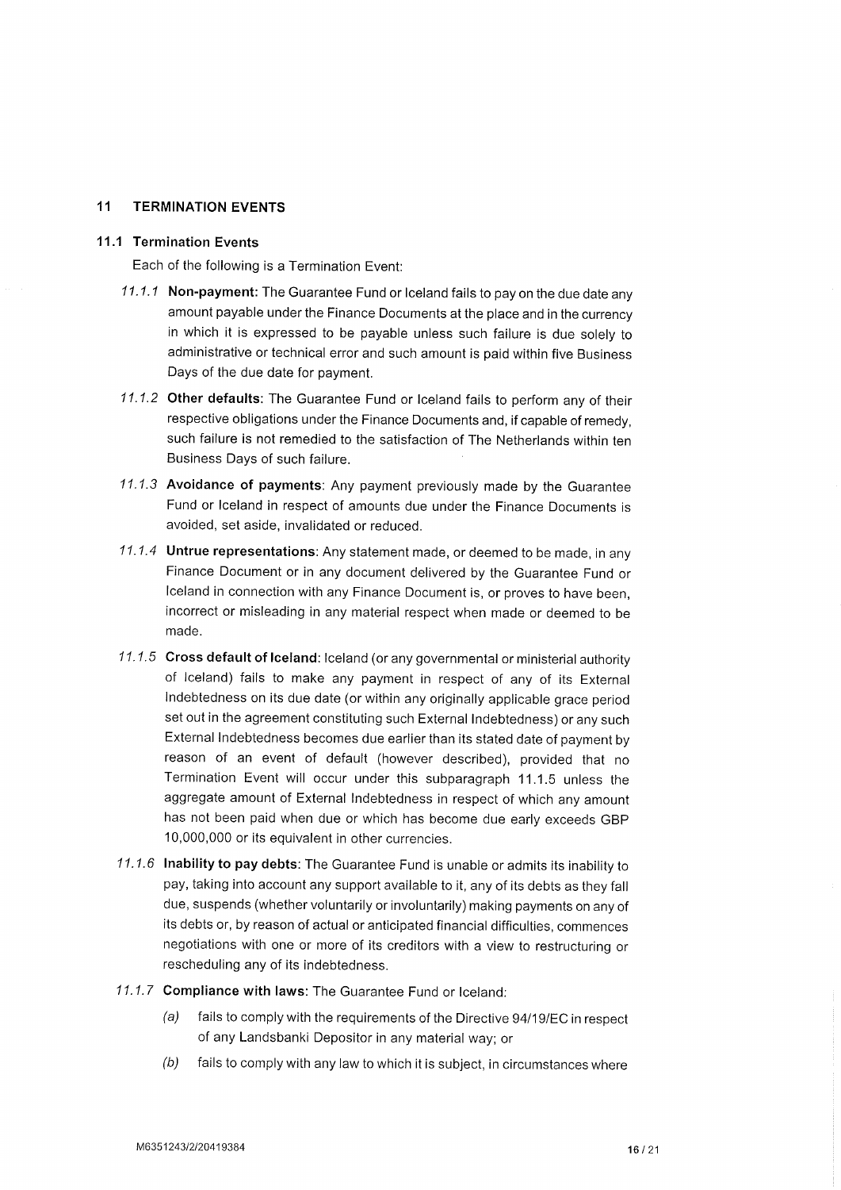## 11 TERMINATION EVENTS

### 11.1 Termination Events

Each of the following is a Termination Event:

*11.1.1* **Non-payment:** The Guarantee Fund or Iceland fails to pay on the due date any amount payable under the Finance Documents at the place and in the currency in which it is expressed to be payable unless such failure is due solely to administrative or technical error and such amount is paid within five Business Days of the due date for payment.

*11.1.2* **Other defaults:** The Guarantee Fund or Iceland fails to perform any of their respective obligations under the Finance Documents and, if capable of remedy, such failure is not remedied to the satisfaction of The Netherlands within ten Business Days of such failure.

*11.1.3* **Avoidance of payments**: Any payment previously made by the Guarantee Fund or Iceland in respect of amounts due under the Finance Documents is avoided, set aside, invalidated or reduced.

*11.1.4* **Untrue representations**: Any statement made, or deemed to be made, in any Finance Document or in any document delivered by the Guarantee Fund or Iceland in connection with any Finance Document is, or proves to have been, incorrect or misleading in any material respect when made or deemed to be made.

*11.1.5* **Cross default of Iceland**: Iceland (or any governmental or ministerial authority of Iceland) fails to make any payment in respect of any of its External Indebtedness on its due date (or within any originally applicable grace period set out in the agreement constituting such External Indebtedness) or any such External Indebtedness becomes due earlier than its stated date of payment by reason of an event of default (however described), provided that no Termination Event will occur under this subparagraph 11.1.5 unless the aggregate amount of External Indebtedness in respect of which any amount has not been paid when due or which has become due early exceeds GBP 10,000,000 or its equivalent in other currencies.

*11.1.6* **Inability to pay debts**: The Guarantee Fund is unable or admits its inability to pay, taking into account any support available to it, any of its debts as they fall due, suspends (whether voluntarily or involuntarily) making payments on any of its debts or, by reason of actual or anticipated financial difficulties, commences negotiations with one or more of its creditors with a view to restructuring or rescheduling any of its indebtedness.

*11.1.7* **Compliance with laws**: The Guarantee Fund or Iceland:

*(a)* fails to comply with the requirements of the Directive 94/19/EC in respect of any Landsbanki Depositor in any material way; or

*(b)* fails to comply with any law to which it is subject, in circumstances where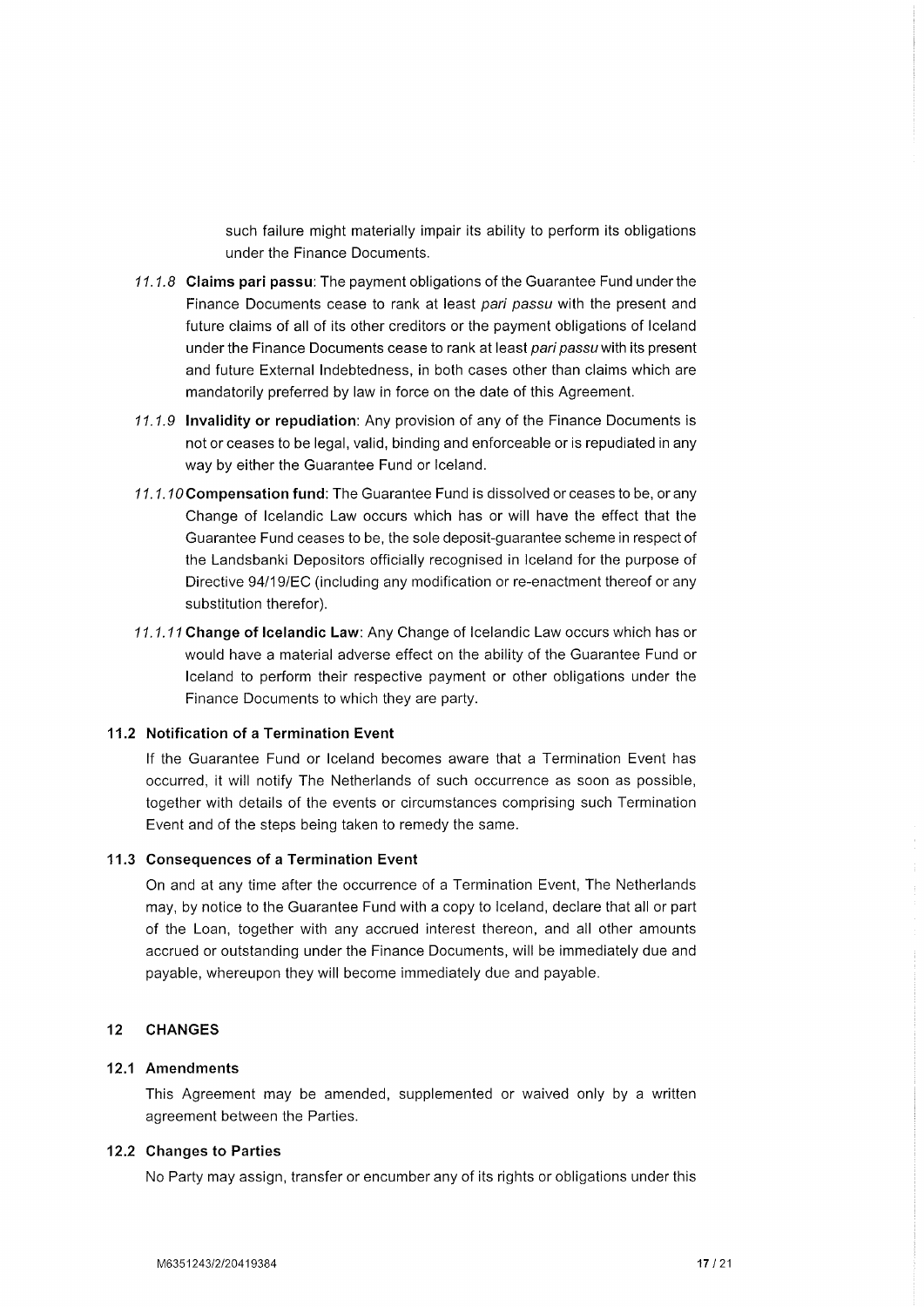such failure might materially impair its ability to perform its obligations under the Finance Documents.

*11.1.8* **Claims pari passu**: The payment obligations of the Guarantee Fund under the Finance Documents cease to rank at least *pari passu* with the present and future claims of all of its other creditors or the payment obligations of Iceland under the Finance Documents cease to rank at least *pari passu* with its present and future External Indebtedness, in both cases other than claims which are mandatorily preferred by law in force on the date of this Agreement.

*11.1.9* **Invalidity or repudiation**: Any provision of any of the Finance Documents is not or ceases to be legal, valid, binding and enforceable or is repudiated in any way by either the Guarantee Fund or Iceland.

*11.1.10* **Compensation fund**: The Guarantee Fund is dissolved or ceases to be, or any Change of Icelandic Law occurs which has or will have the effect that the Guarantee Fund ceases to be, the sole deposit-guarantee scheme in respect of the Landsbanki Depositors officially recognised in Iceland for the purpose of Directive 94/19/EC (including any modification or re-enactment thereof or any substitution therefor).

*11.1.11* **Change of Icelandic Law**: Any Change of Icelandic Law occurs which has or would have a material adverse effect on the ability of the Guarantee Fund or Iceland to perform their respective payment or other obligations under the Finance Documents to which they are party.

### 11.2 Notification of a Termination Event

If the Guarantee Fund or Iceland becomes aware that a Termination Event has occurred, it will notify The Netherlands of such occurrence as soon as possible, together with details of the events or circumstances comprising such Termination Event and of the steps being taken to remedy the same.

### 11.3 Consequences of a Termination Event

On and at any time after the occurrence of a Termination Event, The Netherlands may, by notice to the Guarantee Fund with a copy to Iceland, declare that all or part of the Loan, together with any accrued interest thereon, and all other amounts accrued or outstanding under the Finance Documents, will be immediately due and payable, whereupon they will become immediately due and payable.

## 12 CHANGES

### 12.1 Amendments

This Agreement may be amended, supplemented or waived only by a written agreement between the Parties.

### 12.2 Changes to Parties

No Party may assign, transfer or encumber any of its rights or obligations under this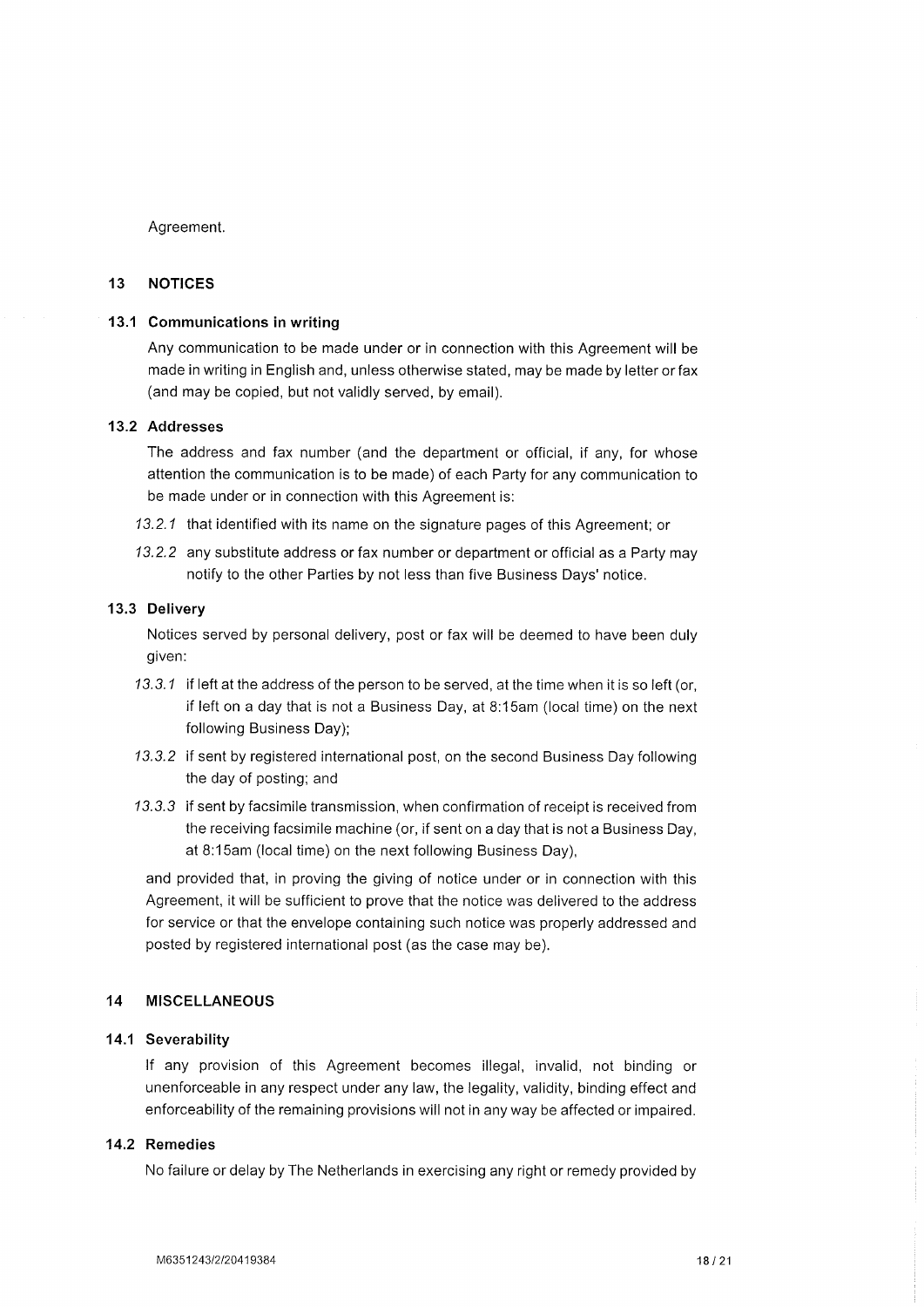Agreement.

## 13 NOTICES

### 13.1 Communications in writing

Any communication to be made under or in connection with this Agreement will be made in writing in English and, unless otherwise stated, may be made by letter or fax (and may be copied, but not validly served, by email).

### 13.2 Addresses

The address and fax number (and the department or official, if any, for whose attention the communication is to be made) of each Party for any communication to be made under or in connection with this Agreement is:

*13.2.1* that identified with its name on the signature pages of this Agreement; or

*13.2.2* any substitute address or fax number or department or official as a Party may notify to the other Parties by not less than five Business Days' notice.

### 13.3 Delivery

Notices served by personal delivery, post or fax will be deemed to have been duly given:

*13.3.1* if left at the address of the person to be served, at the time when it is so left (or, if left on a day that is not a Business Day, at 8:15am (local time) on the next following Business Day);

*13.3.2* if sent by registered international post, on the second Business Day following the day of posting; and

*13.3.3* if sent by facsimile transmission, when confirmation of receipt is received from the receiving facsimile machine (or, if sent on a day that is not a Business Day, at 8:15am (local time) on the next following Business Day),

and provided that, in proving the giving of notice under or in connection with this Agreement, it will be sufficient to prove that the notice was delivered to the address for service or that the envelope containing such notice was properly addressed and posted by registered international post (as the case may be).

## 14 MISCELLANEOUS

### 14.1 Severability

If any provision of this Agreement becomes illegal, invalid, not binding or unenforceable in any respect under any law, the legality, validity, binding effect and enforceability of the remaining provisions will not in any way be affected or impaired.

### 14.2 Remedies

No failure or delay by The Netherlands in exercising any right or remedy provided by

M6351243/2/20419384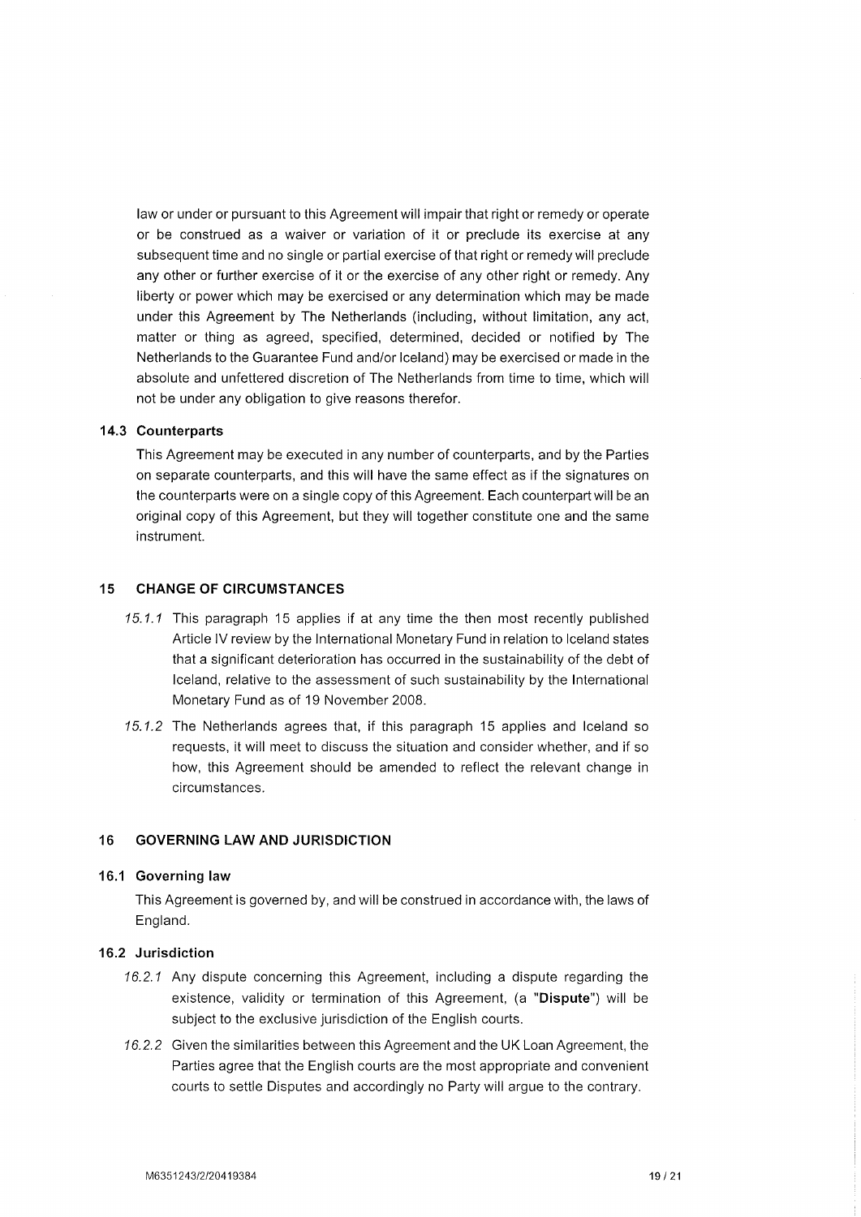law or under or pursuant to this Agreement will impair that right or remedy or operate or be construed as a waiver or variation of it or preclude its exercise at any subsequent time and no single or partial exercise of that right or remedy will preclude any other or further exercise of it or the exercise of any other right or remedy. Any liberty or power which may be exercised or any determination which may be made under this Agreement by The Netherlands (including, without limitation, any act, matter or thing as agreed, specified, determined, decided or notified by The Netherlands to the Guarantee Fund and/or Iceland) may be exercised or made in the absolute and unfettered discretion of The Netherlands from time to time, which will not be under any obligation to give reasons therefor.

### 14.3 Counterparts

This Agreement may be executed in any number of counterparts, and by the Parties on separate counterparts, and this will have the same effect as if the signatures on the counterparts were on a single copy of this Agreement. Each counterpart will be an original copy of this Agreement, but they will together constitute one and the same instrument.

## 15 CHANGE OF CIRCUMSTANCES

*15.1.1* This paragraph 15 applies if at any time the then most recently published Article IV review by the International Monetary Fund in relation to Iceland states that a significant deterioration has occurred in the sustainability of the debt of Iceland, relative to the assessment of such sustainability by the International Monetary Fund as of 19 November 2008.

*15.1.2* The Netherlands agrees that, if this paragraph 15 applies and Iceland so requests, it will meet to discuss the situation and consider whether, and if so how, this Agreement should be amended to reflect the relevant change in circumstances.

## 16 GOVERNING LAW AND JURISDICTION

### 16.1 Governing law

This Agreement is governed by, and will be construed in accordance with, the laws of England.

### 16.2 Jurisdiction

*16.2.1* Any dispute concerning this Agreement, including a dispute regarding the existence, validity or termination of this Agreement, (a "**Dispute**") will be subject to the exclusive jurisdiction of the English courts.

*16.2.2* Given the similarities between this Agreement and the UK Loan Agreement, the Parties agree that the English courts are the most appropriate and convenient courts to settle Disputes and accordingly no Party will argue to the contrary.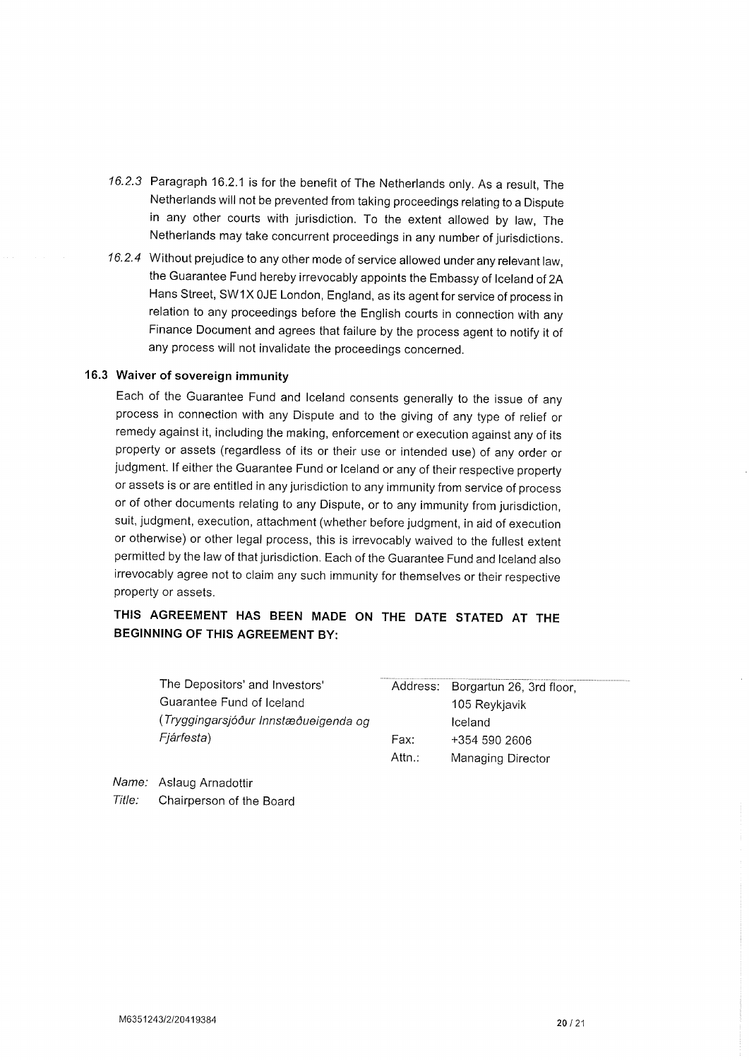*16.2.3* Paragraph 16.2.1 is for the benefit of The Netherlands only. As a result, The Netherlands will not be prevented from taking proceedings relating to a Dispute in any other courts with jurisdiction. To the extent allowed by law, The Netherlands may take concurrent proceedings in any number of jurisdictions.

*16.2.4* Without prejudice to any other mode of service allowed under any relevant law, the Guarantee Fund hereby irrevocably appoints the Embassy of Iceland of 2A Hans Street, SW1X 0JE London, England, as its agent for service of process in relation to any proceedings before the English courts in connection with any Finance Document and agrees that failure by the process agent to notify it of any process will not invalidate the proceedings concerned.

### 16.3 Waiver of sovereign immunity

Each of the Guarantee Fund and Iceland consents generally to the issue of any process in connection with any Dispute and to the giving of any type of relief or remedy against it, including the making, enforcement or execution against any of its property or assets (regardless of its or their use or intended use) of any order or judgment. If either the Guarantee Fund or Iceland or any of their respective property or assets is or are entitled in any jurisdiction to any immunity from service of process or of other documents relating to any Dispute, or to any immunity from jurisdiction, suit, judgment, execution, attachment (whether before judgment, in aid of execution or otherwise) or other legal process, this is irrevocably waived to the fullest extent permitted by the law of that jurisdiction. Each of the Guarantee Fund and Iceland also irrevocably agree not to claim any such immunity for themselves or their respective property or assets.

**THIS AGREEMENT HAS BEEN MADE ON THE DATE STATED AT THE BEGINNING OF THIS AGREEMENT BY:**

| | | |
|---|---|---|
| The Depositors' and Investors' Guarantee Fund of Iceland (*Tryggingarsjóður Innstæðueigenda og Fjárfesta*) | Address: | Borgartun 26, 3rd floor, 105 Reykjavik Iceland |
| | Fax: | +354 590 2606 |
| | Attn.: | Managing Director |

*Name:* Aslaug Arnadottir
*Title:* Chairperson of the Board

M6351243/2/20419384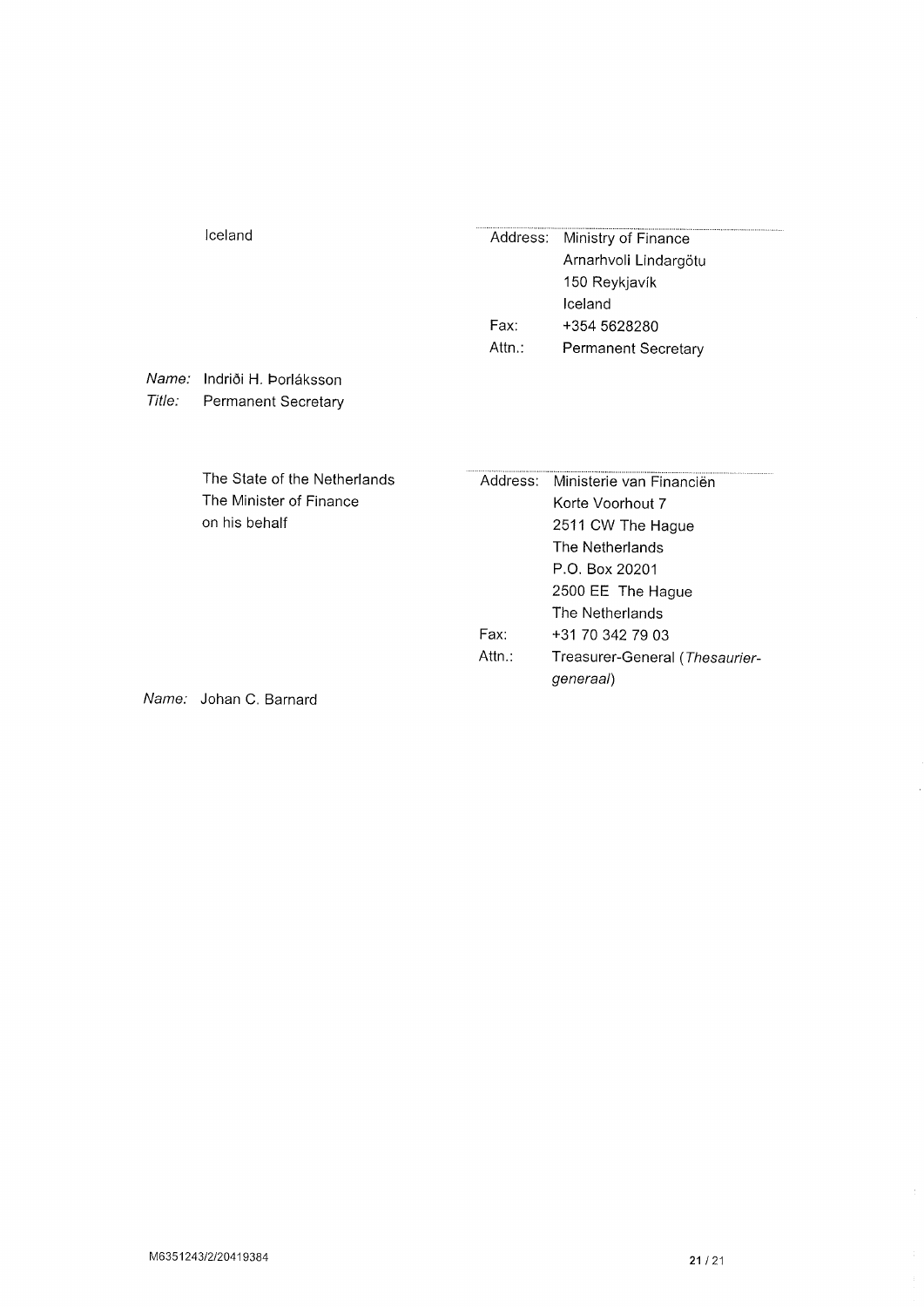Iceland

Address: Ministry of Finance
Arnarhvoli Lindargötu
150 Reykjavík
Iceland

Fax: +354 5628280

Attn.: Permanent Secretary

*Name:* Indriði H. Þorláksson
*Title:* Permanent Secretary

The State of the Netherlands
The Minister of Finance
on his behalf

Address: Ministerie van Financiën
Korte Voorhout 7
2511 CW The Hague
The Netherlands
P.O. Box 20201
2500 EE The Hague
The Netherlands

Fax: +31 70 342 79 03

Attn.: Treasurer-General (*Thesaurier-generaal*)

*Name:* Johan C. Barnard

M6351243/2/20419384